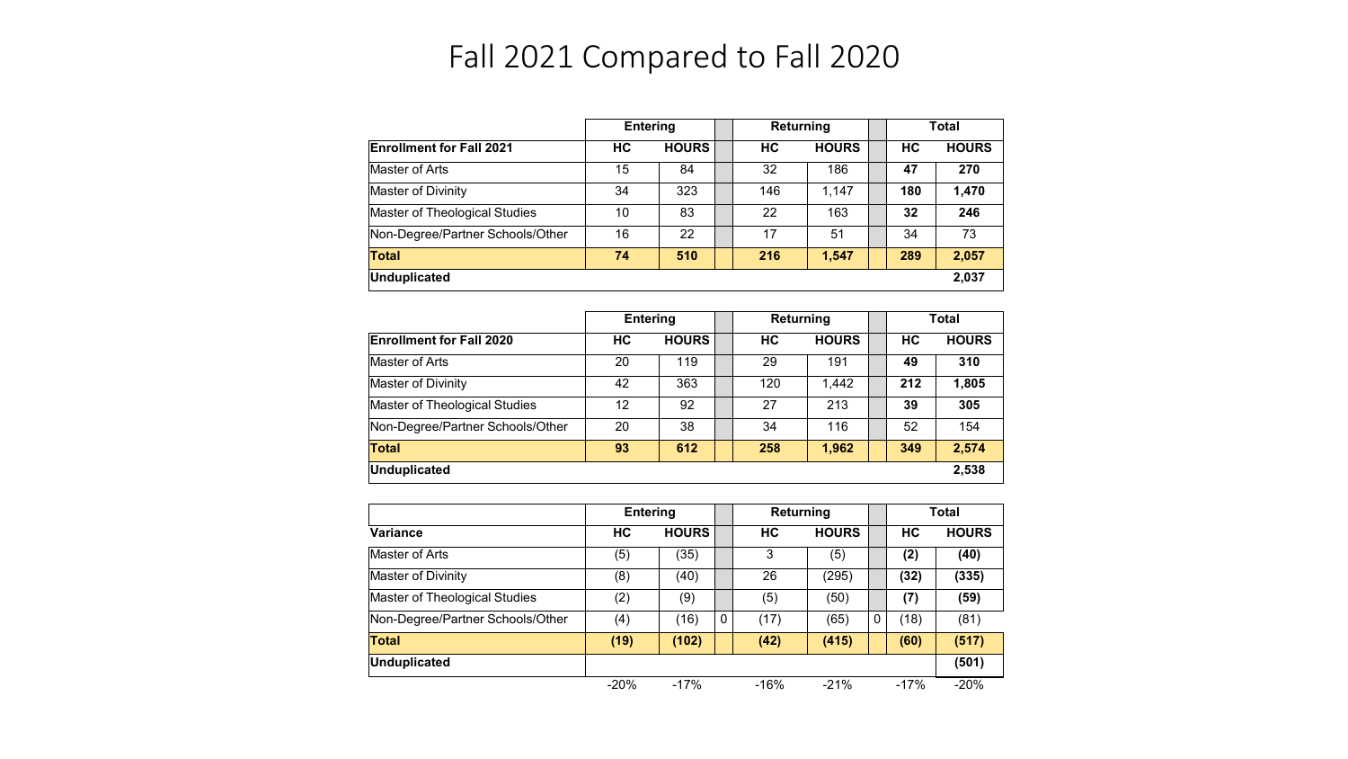# Fall 2021 Compared to Fall 2020

| | Entering | | | Returning | | | Total | |
|---|---|---|---|---|---|---|---|---|
| **Enrollment for Fall 2021** | **HC** | **HOURS** | | **HC** | **HOURS** | | **HC** | **HOURS** |
| Master of Arts | 15 | 84 | | 32 | 186 | | **47** | **270** |
| Master of Divinity | 34 | 323 | | 146 | 1,147 | | **180** | **1,470** |
| Master of Theological Studies | 10 | 83 | | 22 | 163 | | **32** | **246** |
| Non-Degree/Partner Schools/Other | 16 | 22 | | 17 | 51 | | 34 | 73 |
| **Total** | **74** | **510** | | **216** | **1,547** | | **289** | **2,057** |
| **Unduplicated** | | | | | | | | **2,037** |

| | Entering | | | Returning | | | Total | |
|---|---|---|---|---|---|---|---|---|
| **Enrollment for Fall 2020** | **HC** | **HOURS** | | **HC** | **HOURS** | | **HC** | **HOURS** |
| Master of Arts | 20 | 119 | | 29 | 191 | | **49** | **310** |
| Master of Divinity | 42 | 363 | | 120 | 1,442 | | **212** | **1,805** |
| Master of Theological Studies | 12 | 92 | | 27 | 213 | | **39** | **305** |
| Non-Degree/Partner Schools/Other | 20 | 38 | | 34 | 116 | | 52 | 154 |
| **Total** | **93** | **612** | | **258** | **1,962** | | **349** | **2,574** |
| **Unduplicated** | | | | | | | | **2,538** |

| | Entering | | | Returning | | | Total | |
|---|---|---|---|---|---|---|---|---|
| **Variance** | **HC** | **HOURS** | | **HC** | **HOURS** | | **HC** | **HOURS** |
| Master of Arts | (5) | (35) | | 3 | (5) | | **(2)** | **(40)** |
| Master of Divinity | (8) | (40) | | 26 | (295) | | **(32)** | **(335)** |
| Master of Theological Studies | (2) | (9) | | (5) | (50) | | **(7)** | **(59)** |
| Non-Degree/Partner Schools/Other | (4) | (16) | 0 | (17) | (65) | 0 | (18) | (81) |
| **Total** | **(19)** | **(102)** | | **(42)** | **(415)** | | **(60)** | **(517)** |
| **Unduplicated** | | | | | | | | **(501)** |
| | -20% | -17% | | -16% | -21% | | -17% | -20% |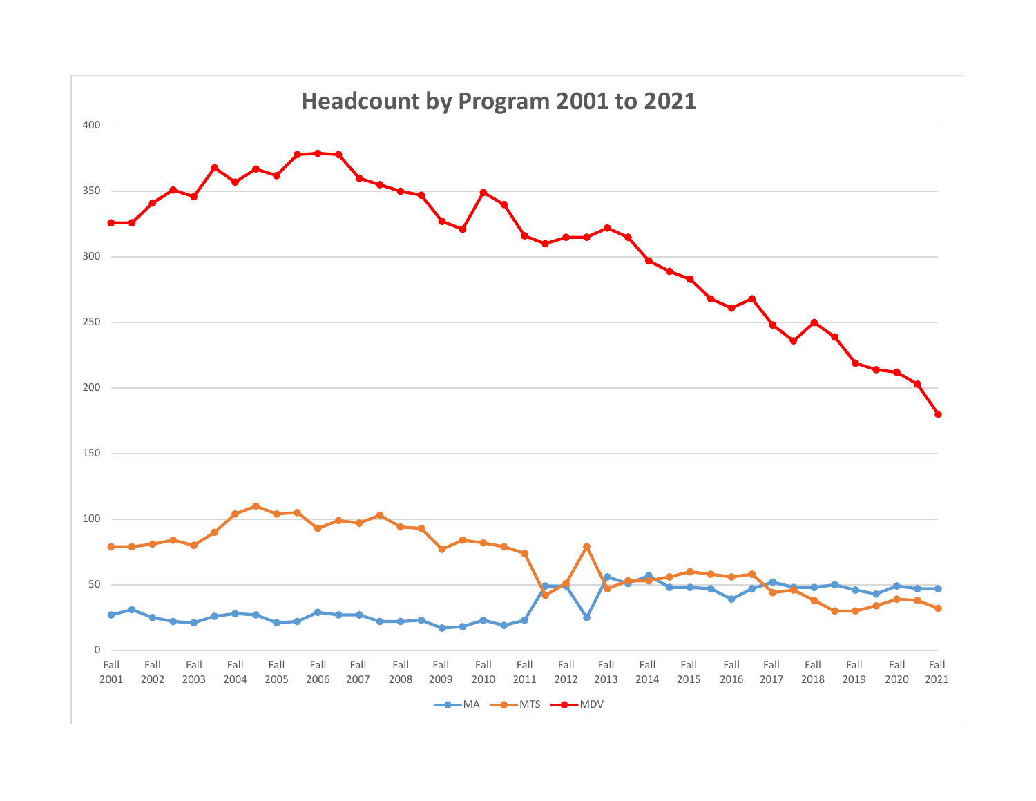# Headcount by Program 2001 to 2021

MA — MTS — MDV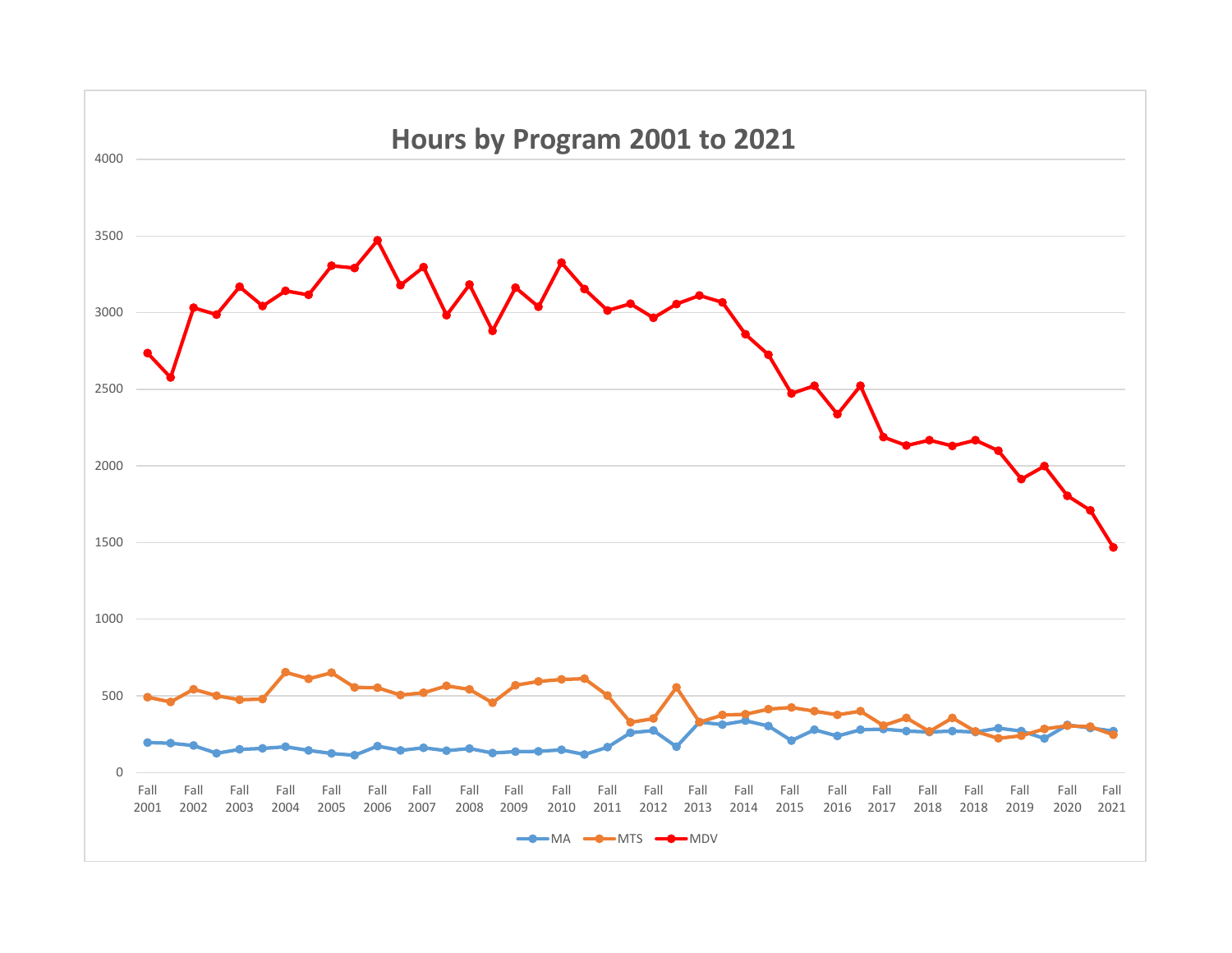## Hours by Program 2001 to 2021

Legend: MA, MTS, MDV

X-axis: Fall 2001, Fall 2002, Fall 2003, Fall 2004, Fall 2005, Fall 2006, Fall 2007, Fall 2008, Fall 2009, Fall 2010, Fall 2011, Fall 2012, Fall 2013, Fall 2014, Fall 2015, Fall 2016, Fall 2017, Fall 2018, Fall 2018, Fall 2019, Fall 2020, Fall 2021

Y-axis: 0, 500, 1000, 1500, 2000, 2500, 3000, 3500, 4000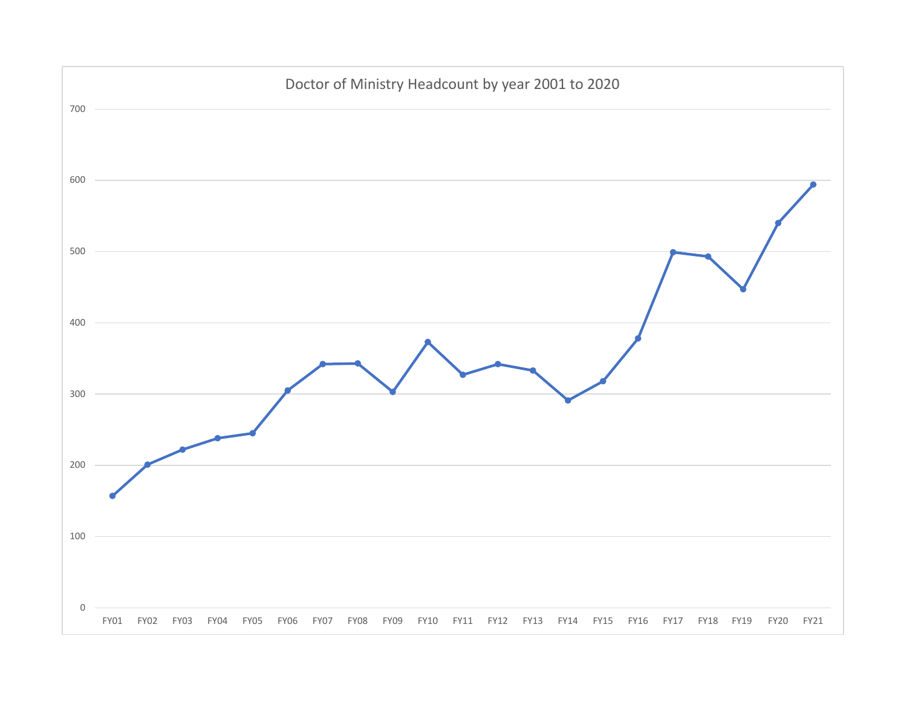Doctor of Ministry Headcount by year 2001 to 2020

| Year | Headcount (approx.) |
|---|---|
| FY01 | 157 |
| FY02 | 201 |
| FY03 | 222 |
| FY04 | 238 |
| FY05 | 245 |
| FY06 | 305 |
| FY07 | 342 |
| FY08 | 343 |
| FY09 | 303 |
| FY10 | 373 |
| FY11 | 327 |
| FY12 | 342 |
| FY13 | 333 |
| FY14 | 291 |
| FY15 | 318 |
| FY16 | 378 |
| FY17 | 499 |
| FY18 | 493 |
| FY19 | 447 |
| FY20 | 540 |
| FY21 | 594 |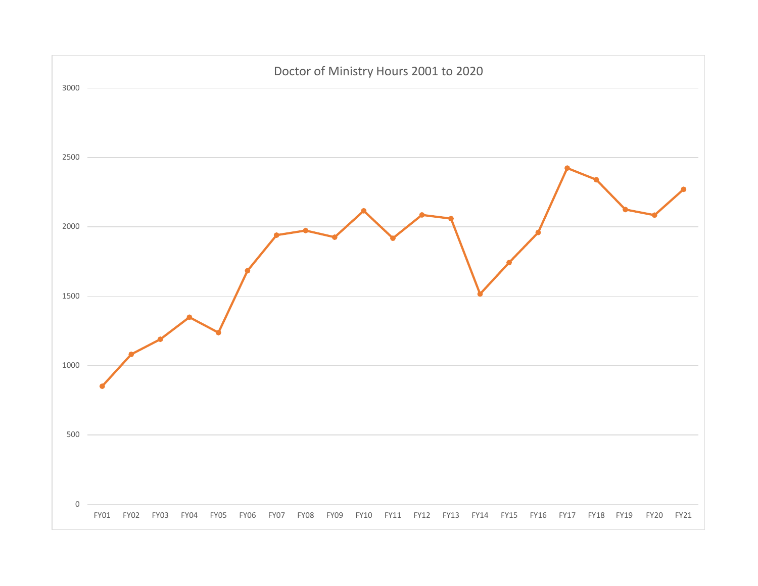Doctor of Ministry Hours 2001 to 2020

3000
2500
2000
1500
1000
500
0

FY01 FY02 FY03 FY04 FY05 FY06 FY07 FY08 FY09 FY10 FY11 FY12 FY13 FY14 FY15 FY16 FY17 FY18 FY19 FY20 FY21